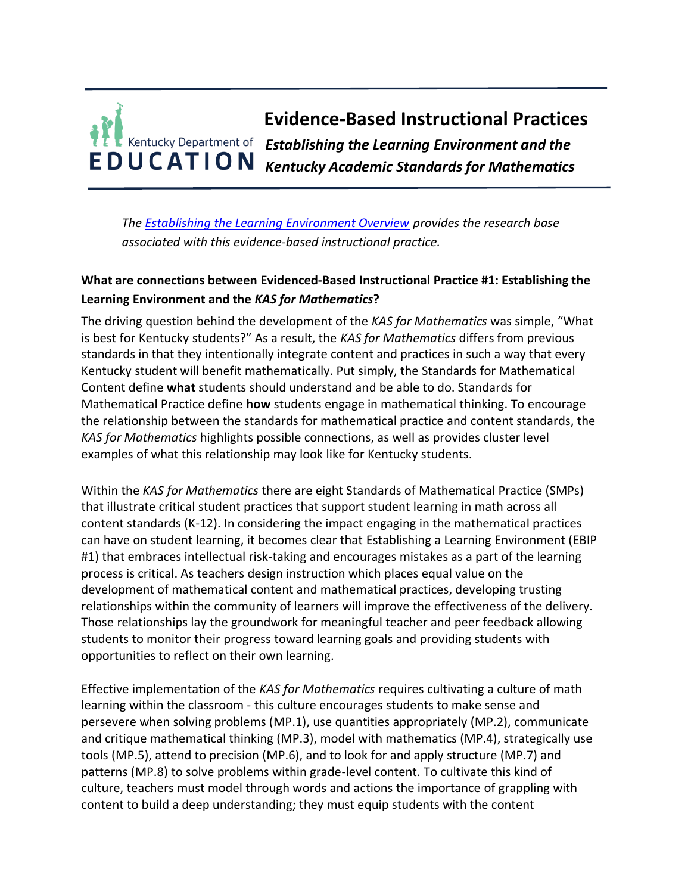# Evidence-Based Instructional Practices

## *Establishing the Learning Environment and the Kentucky Academic Standards for Mathematics*

*The [Establishing the Learning Environment Overview]() provides the research base associated with this evidence-based instructional practice.*

### What are connections between Evidenced-Based Instructional Practice #1: Establishing the Learning Environment and the *KAS for Mathematics*?

The driving question behind the development of the *KAS for Mathematics* was simple, "What is best for Kentucky students?" As a result, the *KAS for Mathematics* differs from previous standards in that they intentionally integrate content and practices in such a way that every Kentucky student will benefit mathematically. Put simply, the Standards for Mathematical Content define **what** students should understand and be able to do. Standards for Mathematical Practice define **how** students engage in mathematical thinking. To encourage the relationship between the standards for mathematical practice and content standards, the *KAS for Mathematics* highlights possible connections, as well as provides cluster level examples of what this relationship may look like for Kentucky students.

Within the *KAS for Mathematics* there are eight Standards of Mathematical Practice (SMPs) that illustrate critical student practices that support student learning in math across all content standards (K-12). In considering the impact engaging in the mathematical practices can have on student learning, it becomes clear that Establishing a Learning Environment (EBIP #1) that embraces intellectual risk-taking and encourages mistakes as a part of the learning process is critical. As teachers design instruction which places equal value on the development of mathematical content and mathematical practices, developing trusting relationships within the community of learners will improve the effectiveness of the delivery. Those relationships lay the groundwork for meaningful teacher and peer feedback allowing students to monitor their progress toward learning goals and providing students with opportunities to reflect on their own learning.

Effective implementation of the *KAS for Mathematics* requires cultivating a culture of math learning within the classroom - this culture encourages students to make sense and persevere when solving problems (MP.1), use quantities appropriately (MP.2), communicate and critique mathematical thinking (MP.3), model with mathematics (MP.4), strategically use tools (MP.5), attend to precision (MP.6), and to look for and apply structure (MP.7) and patterns (MP.8) to solve problems within grade-level content. To cultivate this kind of culture, teachers must model through words and actions the importance of grappling with content to build a deep understanding; they must equip students with the content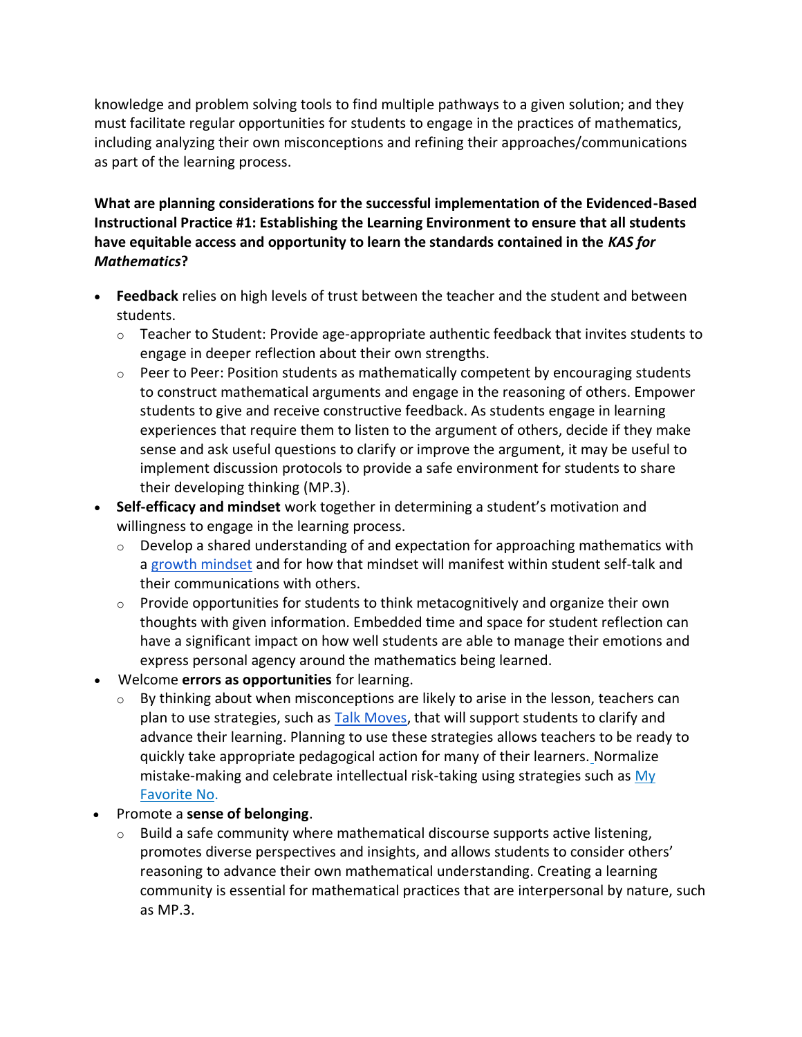knowledge and problem solving tools to find multiple pathways to a given solution; and they must facilitate regular opportunities for students to engage in the practices of mathematics, including analyzing their own misconceptions and refining their approaches/communications as part of the learning process.

**What are planning considerations for the successful implementation of the Evidenced-Based Instructional Practice #1: Establishing the Learning Environment to ensure that all students have equitable access and opportunity to learn the standards contained in the *KAS for Mathematics*?**

- **Feedback** relies on high levels of trust between the teacher and the student and between students.
  - Teacher to Student: Provide age-appropriate authentic feedback that invites students to engage in deeper reflection about their own strengths.
  - Peer to Peer: Position students as mathematically competent by encouraging students to construct mathematical arguments and engage in the reasoning of others. Empower students to give and receive constructive feedback. As students engage in learning experiences that require them to listen to the argument of others, decide if they make sense and ask useful questions to clarify or improve the argument, it may be useful to implement discussion protocols to provide a safe environment for students to share their developing thinking (MP.3).
- **Self-efficacy and mindset** work together in determining a student's motivation and willingness to engage in the learning process.
  - Develop a shared understanding of and expectation for approaching mathematics with a growth mindset and for how that mindset will manifest within student self-talk and their communications with others.
  - Provide opportunities for students to think metacognitively and organize their own thoughts with given information. Embedded time and space for student reflection can have a significant impact on how well students are able to manage their emotions and express personal agency around the mathematics being learned.
- Welcome **errors as opportunities** for learning.
  - By thinking about when misconceptions are likely to arise in the lesson, teachers can plan to use strategies, such as Talk Moves, that will support students to clarify and advance their learning. Planning to use these strategies allows teachers to be ready to quickly take appropriate pedagogical action for many of their learners. Normalize mistake-making and celebrate intellectual risk-taking using strategies such as My Favorite No.
- Promote a **sense of belonging**.
  - Build a safe community where mathematical discourse supports active listening, promotes diverse perspectives and insights, and allows students to consider others' reasoning to advance their own mathematical understanding. Creating a learning community is essential for mathematical practices that are interpersonal by nature, such as MP.3.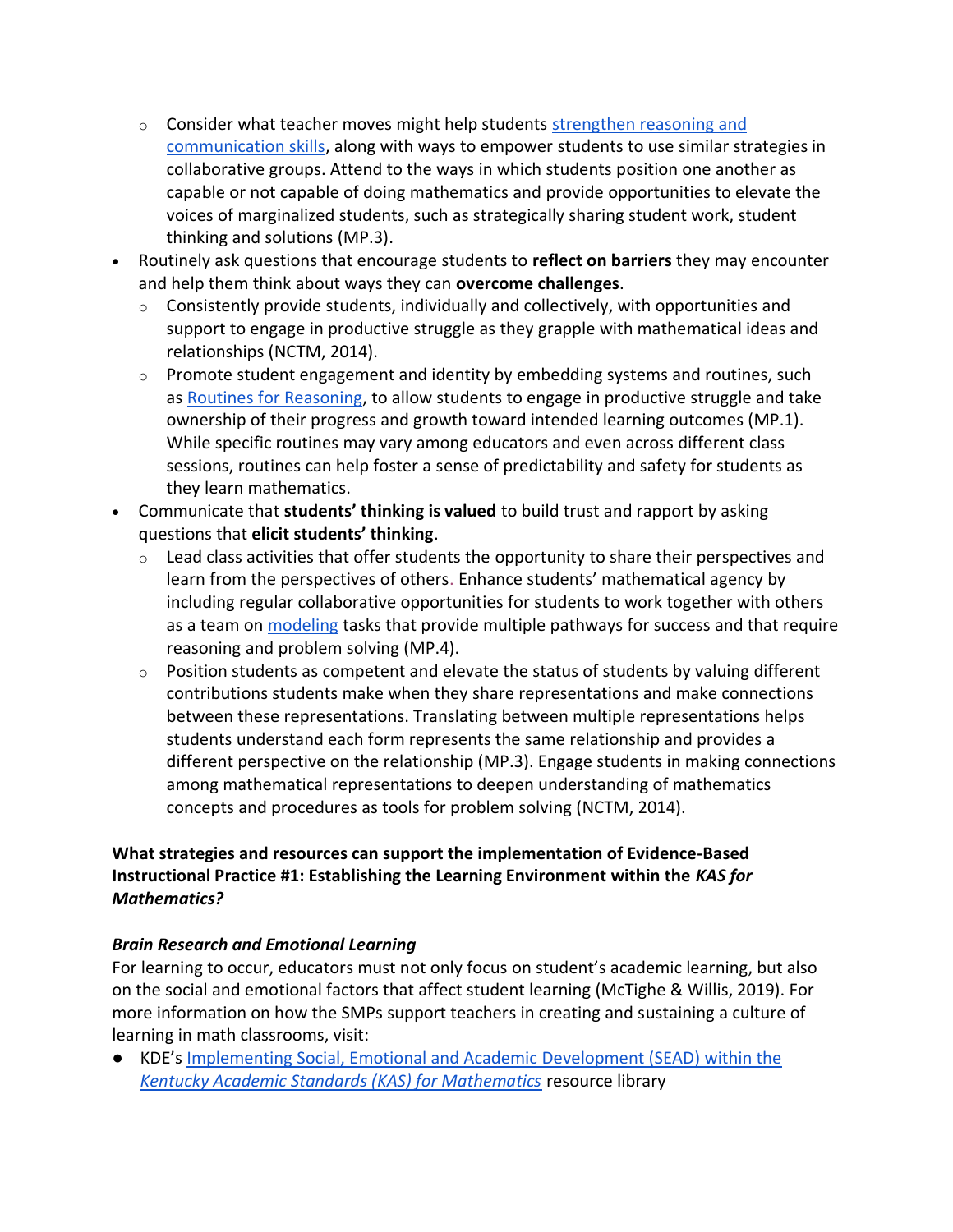- Consider what teacher moves might help students [strengthen reasoning and communication skills](), along with ways to empower students to use similar strategies in collaborative groups. Attend to the ways in which students position one another as capable or not capable of doing mathematics and provide opportunities to elevate the voices of marginalized students, such as strategically sharing student work, student thinking and solutions (MP.3).
- Routinely ask questions that encourage students to **reflect on barriers** they may encounter and help them think about ways they can **overcome challenges**.
   - Consistently provide students, individually and collectively, with opportunities and support to engage in productive struggle as they grapple with mathematical ideas and relationships (NCTM, 2014).
   - Promote student engagement and identity by embedding systems and routines, such as [Routines for Reasoning](), to allow students to engage in productive struggle and take ownership of their progress and growth toward intended learning outcomes (MP.1). While specific routines may vary among educators and even across different class sessions, routines can help foster a sense of predictability and safety for students as they learn mathematics.
- Communicate that **students' thinking is valued** to build trust and rapport by asking questions that **elicit students' thinking**.
   - Lead class activities that offer students the opportunity to share their perspectives and learn from the perspectives of others. Enhance students' mathematical agency by including regular collaborative opportunities for students to work together with others as a team on [modeling]() tasks that provide multiple pathways for success and that require reasoning and problem solving (MP.4).
   - Position students as competent and elevate the status of students by valuing different contributions students make when they share representations and make connections between these representations. Translating between multiple representations helps students understand each form represents the same relationship and provides a different perspective on the relationship (MP.3). Engage students in making connections among mathematical representations to deepen understanding of mathematics concepts and procedures as tools for problem solving (NCTM, 2014).

**What strategies and resources can support the implementation of Evidence-Based Instructional Practice #1: Establishing the Learning Environment within the *KAS for Mathematics?***

***Brain Research and Emotional Learning***

For learning to occur, educators must not only focus on student's academic learning, but also on the social and emotional factors that affect student learning (McTighe & Willis, 2019). For more information on how the SMPs support teachers in creating and sustaining a culture of learning in math classrooms, visit:

- KDE's [Implementing Social, Emotional and Academic Development (SEAD) within the *Kentucky Academic Standards (KAS) for Mathematics*]() resource library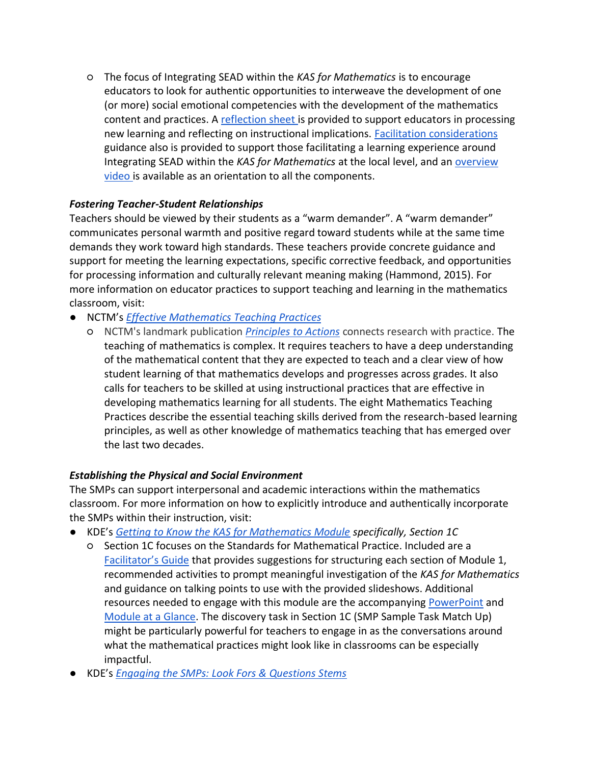- The focus of Integrating SEAD within the *KAS for Mathematics* is to encourage educators to look for authentic opportunities to interweave the development of one (or more) social emotional competencies with the development of the mathematics content and practices. A reflection sheet is provided to support educators in processing new learning and reflecting on instructional implications. Facilitation considerations guidance also is provided to support those facilitating a learning experience around Integrating SEAD within the *KAS for Mathematics* at the local level, and an overview video is available as an orientation to all the components.

***Fostering Teacher-Student Relationships***

Teachers should be viewed by their students as a "warm demander". A "warm demander" communicates personal warmth and positive regard toward students while at the same time demands they work toward high standards. These teachers provide concrete guidance and support for meeting the learning expectations, specific corrective feedback, and opportunities for processing information and culturally relevant meaning making (Hammond, 2015). For more information on educator practices to support teaching and learning in the mathematics classroom, visit:

- NCTM's *Effective Mathematics Teaching Practices*
  - NCTM's landmark publication *Principles to Actions* connects research with practice. The teaching of mathematics is complex. It requires teachers to have a deep understanding of the mathematical content that they are expected to teach and a clear view of how student learning of that mathematics develops and progresses across grades. It also calls for teachers to be skilled at using instructional practices that are effective in developing mathematics learning for all students. The eight Mathematics Teaching Practices describe the essential teaching skills derived from the research-based learning principles, as well as other knowledge of mathematics teaching that has emerged over the last two decades.

***Establishing the Physical and Social Environment***

The SMPs can support interpersonal and academic interactions within the mathematics classroom. For more information on how to explicitly introduce and authentically incorporate the SMPs within their instruction, visit:

- KDE's *Getting to Know the KAS for Mathematics Module specifically, Section 1C*
  - Section 1C focuses on the Standards for Mathematical Practice. Included are a Facilitator's Guide that provides suggestions for structuring each section of Module 1, recommended activities to prompt meaningful investigation of the *KAS for Mathematics* and guidance on talking points to use with the provided slideshows. Additional resources needed to engage with this module are the accompanying PowerPoint and Module at a Glance. The discovery task in Section 1C (SMP Sample Task Match Up) might be particularly powerful for teachers to engage in as the conversations around what the mathematical practices might look like in classrooms can be especially impactful.
- KDE's *Engaging the SMPs: Look Fors & Questions Stems*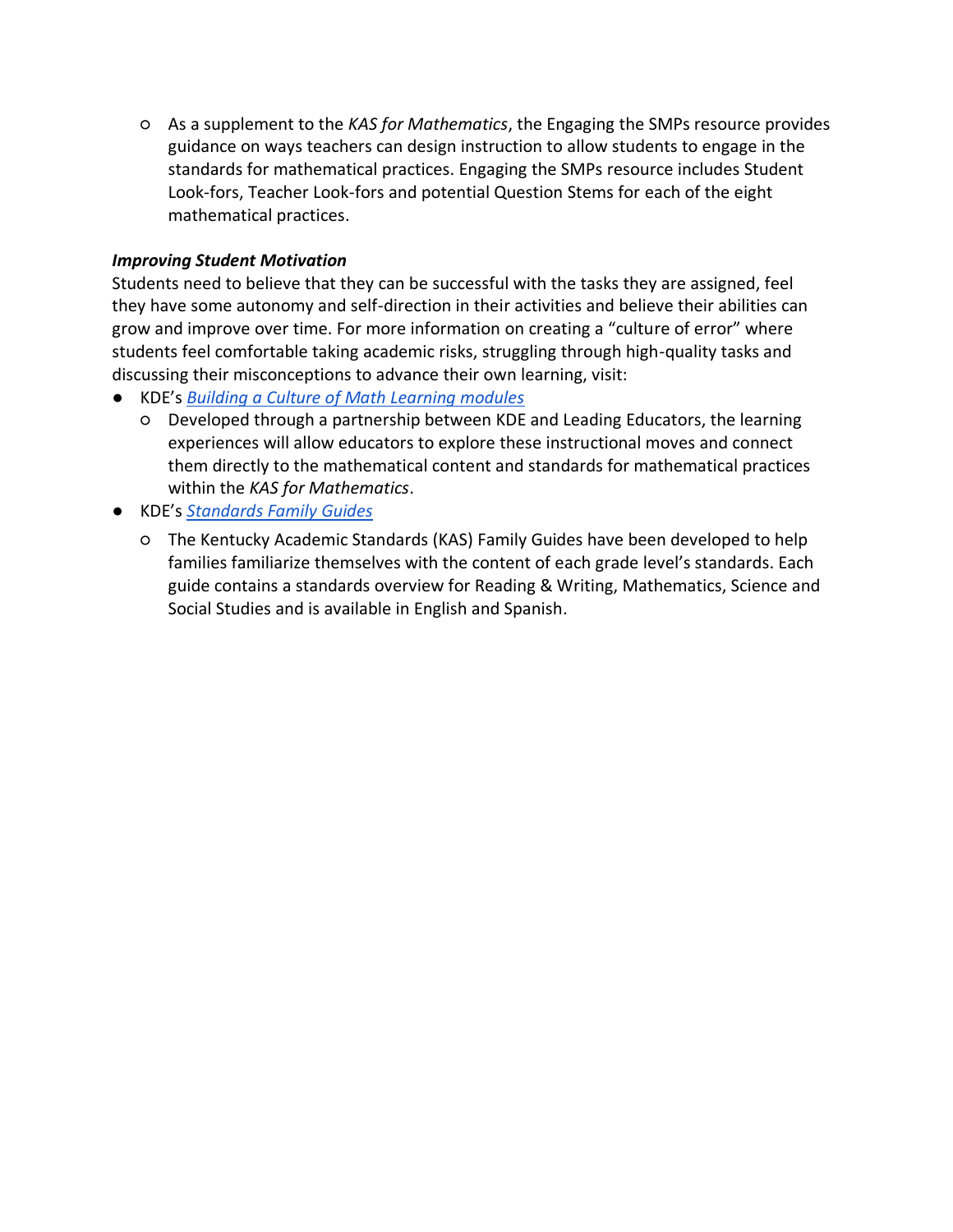- As a supplement to the *KAS for Mathematics*, the Engaging the SMPs resource provides guidance on ways teachers can design instruction to allow students to engage in the standards for mathematical practices. Engaging the SMPs resource includes Student Look-fors, Teacher Look-fors and potential Question Stems for each of the eight mathematical practices.

***Improving Student Motivation***

Students need to believe that they can be successful with the tasks they are assigned, feel they have some autonomy and self-direction in their activities and believe their abilities can grow and improve over time. For more information on creating a "culture of error" where students feel comfortable taking academic risks, struggling through high-quality tasks and discussing their misconceptions to advance their own learning, visit:

- KDE's *Building a Culture of Math Learning modules*
  - Developed through a partnership between KDE and Leading Educators, the learning experiences will allow educators to explore these instructional moves and connect them directly to the mathematical content and standards for mathematical practices within the *KAS for Mathematics*.
- KDE's *Standards Family Guides*
  - The Kentucky Academic Standards (KAS) Family Guides have been developed to help families familiarize themselves with the content of each grade level's standards. Each guide contains a standards overview for Reading & Writing, Mathematics, Science and Social Studies and is available in English and Spanish.